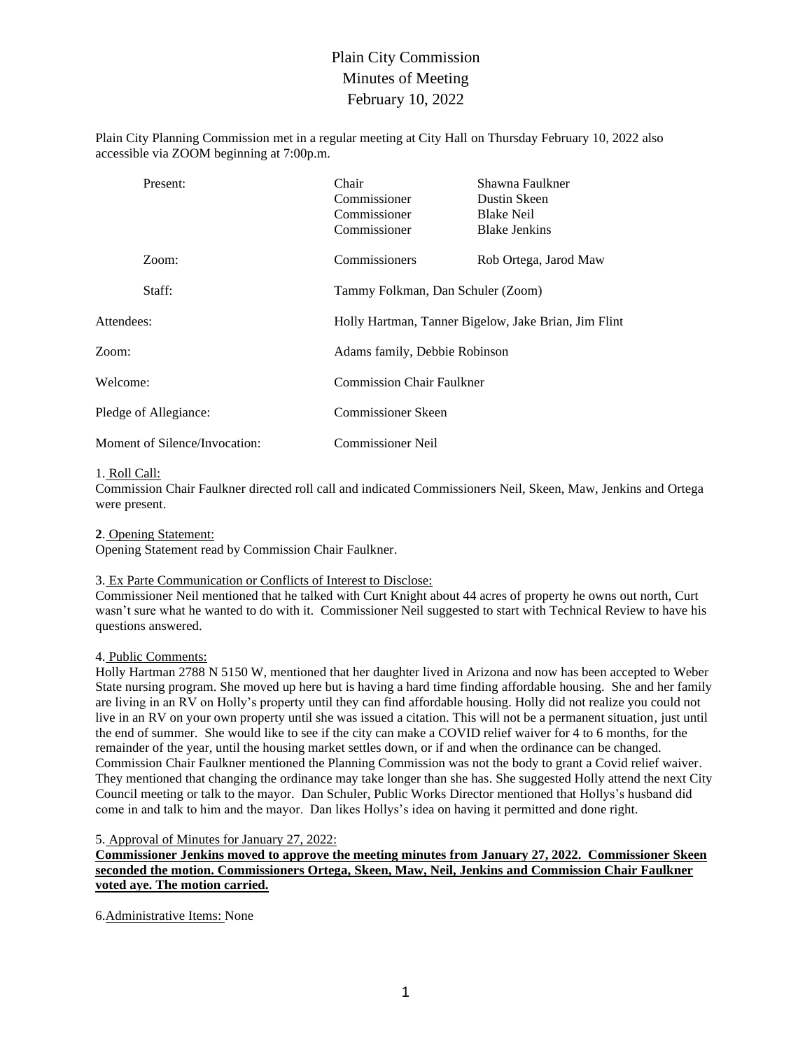# Plain City Commission
## Minutes of Meeting
## February 10, 2022

Plain City Planning Commission met in a regular meeting at City Hall on Thursday February 10, 2022 also accessible via ZOOM beginning at 7:00p.m.

| | | |
|---|---|---|
| Present: | Chair | Shawna Faulkner |
| | Commissioner | Dustin Skeen |
| | Commissioner | Blake Neil |
| | Commissioner | Blake Jenkins |
| Zoom: | Commissioners | Rob Ortega, Jarod Maw |
| Staff: | Tammy Folkman, Dan Schuler (Zoom) | |

| | |
|---|---|
| Attendees: | Holly Hartman, Tanner Bigelow, Jake Brian, Jim Flint |
| Zoom: | Adams family, Debbie Robinson |
| Welcome: | Commission Chair Faulkner |
| Pledge of Allegiance: | Commissioner Skeen |
| Moment of Silence/Invocation: | Commissioner Neil |

1. Roll Call:
Commission Chair Faulkner directed roll call and indicated Commissioners Neil, Skeen, Maw, Jenkins and Ortega were present.

**2**. Opening Statement:
Opening Statement read by Commission Chair Faulkner.

3. Ex Parte Communication or Conflicts of Interest to Disclose:
Commissioner Neil mentioned that he talked with Curt Knight about 44 acres of property he owns out north, Curt wasn't sure what he wanted to do with it. Commissioner Neil suggested to start with Technical Review to have his questions answered.

4. Public Comments:
Holly Hartman 2788 N 5150 W, mentioned that her daughter lived in Arizona and now has been accepted to Weber State nursing program. She moved up here but is having a hard time finding affordable housing. She and her family are living in an RV on Holly's property until they can find affordable housing. Holly did not realize you could not live in an RV on your own property until she was issued a citation. This will not be a permanent situation, just until the end of summer. She would like to see if the city can make a COVID relief waiver for 4 to 6 months, for the remainder of the year, until the housing market settles down, or if and when the ordinance can be changed. Commission Chair Faulkner mentioned the Planning Commission was not the body to grant a Covid relief waiver. They mentioned that changing the ordinance may take longer than she has. She suggested Holly attend the next City Council meeting or talk to the mayor. Dan Schuler, Public Works Director mentioned that Hollys's husband did come in and talk to him and the mayor. Dan likes Hollys's idea on having it permitted and done right.

5. Approval of Minutes for January 27, 2022:
**Commissioner Jenkins moved to approve the meeting minutes from January 27, 2022. Commissioner Skeen seconded the motion. Commissioners Ortega, Skeen, Maw, Neil, Jenkins and Commission Chair Faulkner voted aye. The motion carried.**

6. Administrative Items: None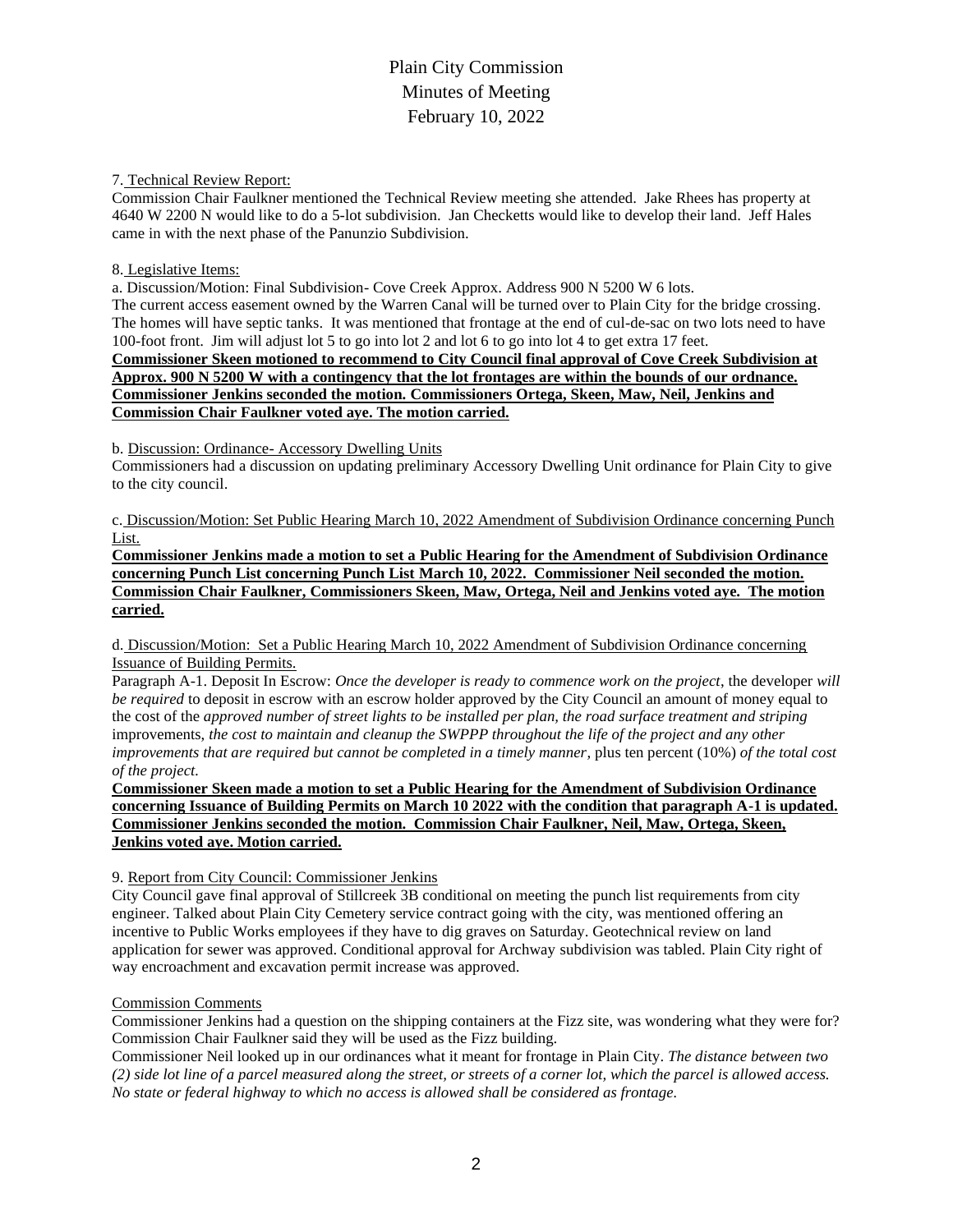Plain City Commission
Minutes of Meeting
February 10, 2022

7. Technical Review Report:

Commission Chair Faulkner mentioned the Technical Review meeting she attended. Jake Rhees has property at 4640 W 2200 N would like to do a 5-lot subdivision. Jan Checketts would like to develop their land. Jeff Hales came in with the next phase of the Panunzio Subdivision.

8. Legislative Items:

a. Discussion/Motion: Final Subdivision- Cove Creek Approx. Address 900 N 5200 W 6 lots.

The current access easement owned by the Warren Canal will be turned over to Plain City for the bridge crossing. The homes will have septic tanks. It was mentioned that frontage at the end of cul-de-sac on two lots need to have 100-foot front. Jim will adjust lot 5 to go into lot 2 and lot 6 to go into lot 4 to get extra 17 feet.

**Commissioner Skeen motioned to recommend to City Council final approval of Cove Creek Subdivision at Approx. 900 N 5200 W with a contingency that the lot frontages are within the bounds of our ordnance. Commissioner Jenkins seconded the motion. Commissioners Ortega, Skeen, Maw, Neil, Jenkins and Commission Chair Faulkner voted aye. The motion carried.**

b. Discussion: Ordinance- Accessory Dwelling Units

Commissioners had a discussion on updating preliminary Accessory Dwelling Unit ordinance for Plain City to give to the city council.

c. Discussion/Motion: Set Public Hearing March 10, 2022 Amendment of Subdivision Ordinance concerning Punch List.

**Commissioner Jenkins made a motion to set a Public Hearing for the Amendment of Subdivision Ordinance concerning Punch List concerning Punch List March 10, 2022. Commissioner Neil seconded the motion. Commission Chair Faulkner, Commissioners Skeen, Maw, Ortega, Neil and Jenkins voted aye. The motion carried.**

d. Discussion/Motion: Set a Public Hearing March 10, 2022 Amendment of Subdivision Ordinance concerning Issuance of Building Permits.

Paragraph A-1. Deposit In Escrow: *Once the developer is ready to commence work on the project*, the developer *will be required* to deposit in escrow with an escrow holder approved by the City Council an amount of money equal to the cost of the *approved number of street lights to be installed per plan, the road surface treatment and striping* improvements, *the cost to maintain and cleanup the SWPPP throughout the life of the project and any other improvements that are required but cannot be completed in a timely manner*, plus ten percent (10%) *of the total cost of the project*.

**Commissioner Skeen made a motion to set a Public Hearing for the Amendment of Subdivision Ordinance concerning Issuance of Building Permits on March 10 2022 with the condition that paragraph A-1 is updated. Commissioner Jenkins seconded the motion. Commission Chair Faulkner, Neil, Maw, Ortega, Skeen, Jenkins voted aye. Motion carried.**

9. Report from City Council: Commissioner Jenkins

City Council gave final approval of Stillcreek 3B conditional on meeting the punch list requirements from city engineer. Talked about Plain City Cemetery service contract going with the city, was mentioned offering an incentive to Public Works employees if they have to dig graves on Saturday. Geotechnical review on land application for sewer was approved. Conditional approval for Archway subdivision was tabled. Plain City right of way encroachment and excavation permit increase was approved.

Commission Comments

Commissioner Jenkins had a question on the shipping containers at the Fizz site, was wondering what they were for? Commission Chair Faulkner said they will be used as the Fizz building.

Commissioner Neil looked up in our ordinances what it meant for frontage in Plain City. *The distance between two (2) side lot line of a parcel measured along the street, or streets of a corner lot, which the parcel is allowed access. No state or federal highway to which no access is allowed shall be considered as frontage.*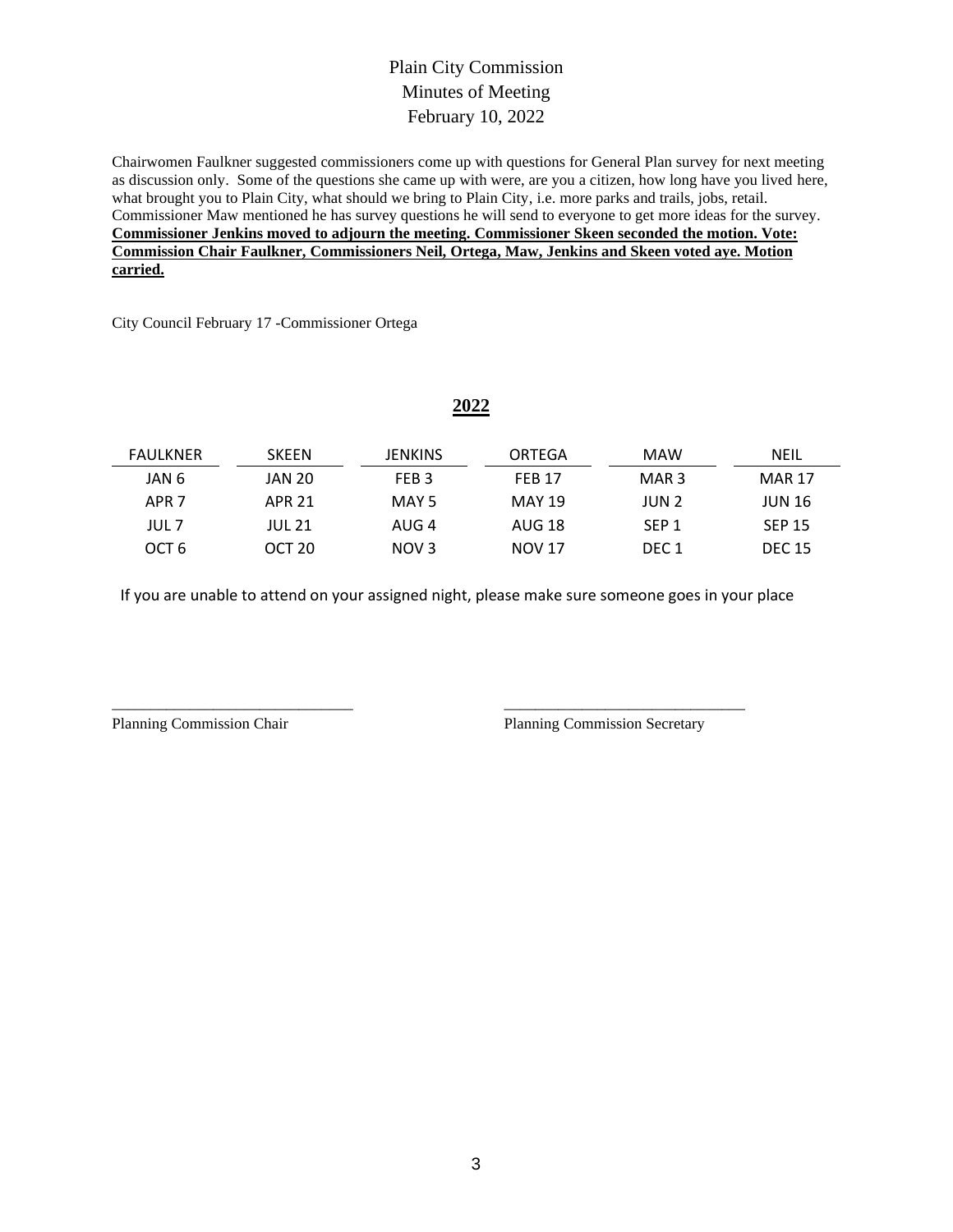Plain City Commission
Minutes of Meeting
February 10, 2022

Chairwomen Faulkner suggested commissioners come up with questions for General Plan survey for next meeting as discussion only. Some of the questions she came up with were, are you a citizen, how long have you lived here, what brought you to Plain City, what should we bring to Plain City, i.e. more parks and trails, jobs, retail. Commissioner Maw mentioned he has survey questions he will send to everyone to get more ideas for the survey. **Commissioner Jenkins moved to adjourn the meeting. Commissioner Skeen seconded the motion. Vote: Commission Chair Faulkner, Commissioners Neil, Ortega, Maw, Jenkins and Skeen voted aye. Motion carried.**

City Council February 17 -Commissioner Ortega

## 2022

| FAULKNER | SKEEN | JENKINS | ORTEGA | MAW | NEIL |
|---|---|---|---|---|---|
| JAN 6 | JAN 20 | FEB 3 | FEB 17 | MAR 3 | MAR 17 |
| APR 7 | APR 21 | MAY 5 | MAY 19 | JUN 2 | JUN 16 |
| JUL 7 | JUL 21 | AUG 4 | AUG 18 | SEP 1 | SEP 15 |
| OCT 6 | OCT 20 | NOV 3 | NOV 17 | DEC 1 | DEC 15 |

If you are unable to attend on your assigned night, please make sure someone goes in your place

______________________________ ______________________________

Planning Commission Chair Planning Commission Secretary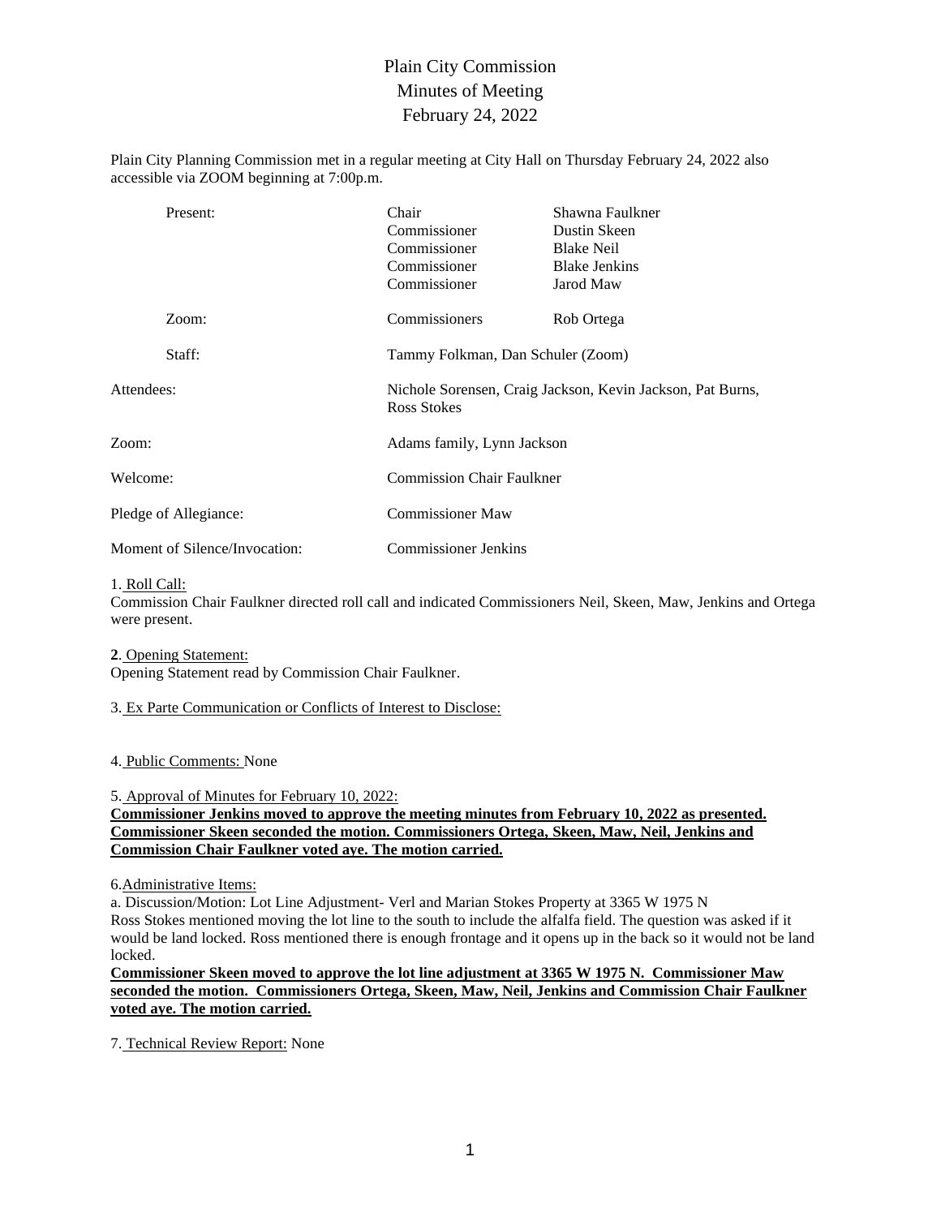# Plain City Commission
## Minutes of Meeting
## February 24, 2022

Plain City Planning Commission met in a regular meeting at City Hall on Thursday February 24, 2022 also accessible via ZOOM beginning at 7:00p.m.

| | | |
|---|---|---|
| Present: | Chair | Shawna Faulkner |
| | Commissioner | Dustin Skeen |
| | Commissioner | Blake Neil |
| | Commissioner | Blake Jenkins |
| | Commissioner | Jarod Maw |
| Zoom: | Commissioners | Rob Ortega |
| Staff: | Tammy Folkman, Dan Schuler (Zoom) | |

| | |
|---|---|
| Attendees: | Nichole Sorensen, Craig Jackson, Kevin Jackson, Pat Burns, Ross Stokes |
| Zoom: | Adams family, Lynn Jackson |
| Welcome: | Commission Chair Faulkner |
| Pledge of Allegiance: | Commissioner Maw |
| Moment of Silence/Invocation: | Commissioner Jenkins |

1. <u>Roll Call:</u>
Commission Chair Faulkner directed roll call and indicated Commissioners Neil, Skeen, Maw, Jenkins and Ortega were present.

**2**. <u>Opening Statement:</u>
Opening Statement read by Commission Chair Faulkner.

3. <u>Ex Parte Communication or Conflicts of Interest to Disclose:</u>

4. <u>Public Comments:</u> None

5. <u>Approval of Minutes for February 10, 2022:</u>
**<u>Commissioner Jenkins moved to approve the meeting minutes from February 10, 2022 as presented. Commissioner Skeen seconded the motion. Commissioners Ortega, Skeen, Maw, Neil, Jenkins and Commission Chair Faulkner voted aye. The motion carried.</u>**

6.<u>Administrative Items:</u>
a. Discussion/Motion: Lot Line Adjustment- Verl and Marian Stokes Property at 3365 W 1975 N
Ross Stokes mentioned moving the lot line to the south to include the alfalfa field. The question was asked if it would be land locked. Ross mentioned there is enough frontage and it opens up in the back so it would not be land locked.
**<u>Commissioner Skeen moved to approve the lot line adjustment at 3365 W 1975 N. Commissioner Maw seconded the motion. Commissioners Ortega, Skeen, Maw, Neil, Jenkins and Commission Chair Faulkner voted aye. The motion carried.</u>**

7. <u>Technical Review Report:</u> None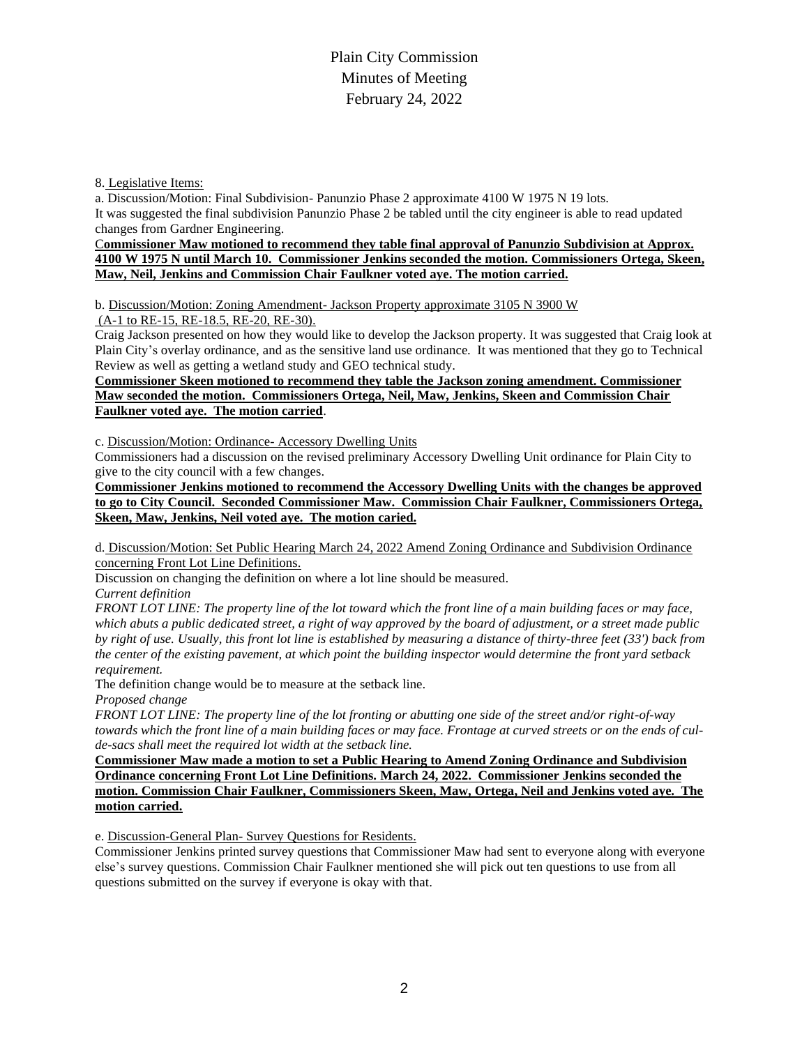Plain City Commission
Minutes of Meeting
February 24, 2022

8. Legislative Items:

a. Discussion/Motion: Final Subdivision- Panunzio Phase 2 approximate 4100 W 1975 N 19 lots.
It was suggested the final subdivision Panunzio Phase 2 be tabled until the city engineer is able to read updated changes from Gardner Engineering.

**Commissioner Maw motioned to recommend they table final approval of Panunzio Subdivision at Approx. 4100 W 1975 N until March 10. Commissioner Jenkins seconded the motion. Commissioners Ortega, Skeen, Maw, Neil, Jenkins and Commission Chair Faulkner voted aye. The motion carried.**

b. Discussion/Motion: Zoning Amendment- Jackson Property approximate 3105 N 3900 W (A-1 to RE-15, RE-18.5, RE-20, RE-30).
Craig Jackson presented on how they would like to develop the Jackson property. It was suggested that Craig look at Plain City's overlay ordinance, and as the sensitive land use ordinance. It was mentioned that they go to Technical Review as well as getting a wetland study and GEO technical study.

**Commissioner Skeen motioned to recommend they table the Jackson zoning amendment. Commissioner Maw seconded the motion. Commissioners Ortega, Neil, Maw, Jenkins, Skeen and Commission Chair Faulkner voted aye. The motion carried**.

c. Discussion/Motion: Ordinance- Accessory Dwelling Units
Commissioners had a discussion on the revised preliminary Accessory Dwelling Unit ordinance for Plain City to give to the city council with a few changes.

**Commissioner Jenkins motioned to recommend the Accessory Dwelling Units with the changes be approved to go to City Council. Seconded Commissioner Maw. Commission Chair Faulkner, Commissioners Ortega, Skeen, Maw, Jenkins, Neil voted aye. The motion caried.**

d. Discussion/Motion: Set Public Hearing March 24, 2022 Amend Zoning Ordinance and Subdivision Ordinance concerning Front Lot Line Definitions.
Discussion on changing the definition on where a lot line should be measured.

*Current definition*

*FRONT LOT LINE: The property line of the lot toward which the front line of a main building faces or may face, which abuts a public dedicated street, a right of way approved by the board of adjustment, or a street made public by right of use. Usually, this front lot line is established by measuring a distance of thirty-three feet (33') back from the center of the existing pavement, at which point the building inspector would determine the front yard setback requirement.*

The definition change would be to measure at the setback line.

*Proposed change*

*FRONT LOT LINE: The property line of the lot fronting or abutting one side of the street and/or right-of-way towards which the front line of a main building faces or may face. Frontage at curved streets or on the ends of cul-de-sacs shall meet the required lot width at the setback line.*

**Commissioner Maw made a motion to set a Public Hearing to Amend Zoning Ordinance and Subdivision Ordinance concerning Front Lot Line Definitions. March 24, 2022. Commissioner Jenkins seconded the motion. Commission Chair Faulkner, Commissioners Skeen, Maw, Ortega, Neil and Jenkins voted aye. The motion carried.**

e. Discussion-General Plan- Survey Questions for Residents.
Commissioner Jenkins printed survey questions that Commissioner Maw had sent to everyone along with everyone else's survey questions. Commission Chair Faulkner mentioned she will pick out ten questions to use from all questions submitted on the survey if everyone is okay with that.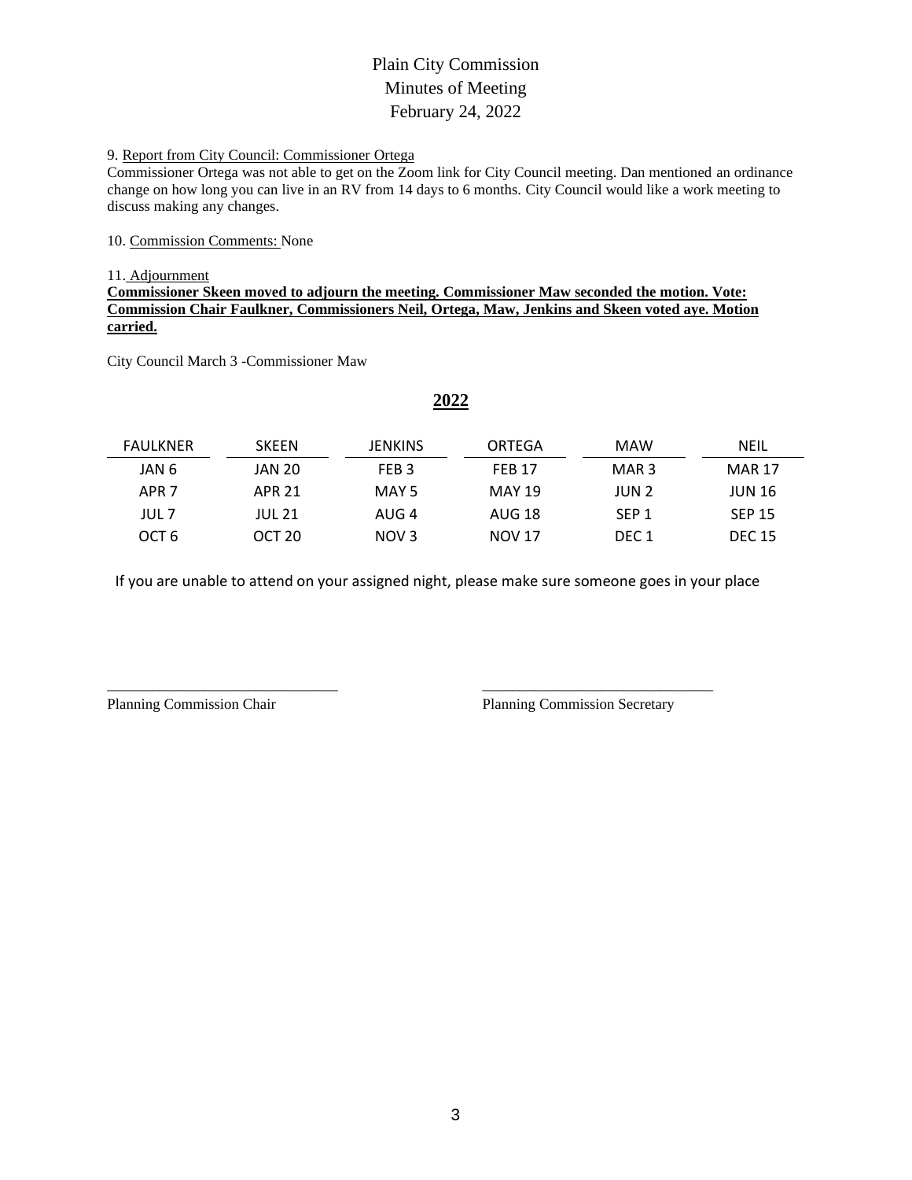Plain City Commission
Minutes of Meeting
February 24, 2022

9. Report from City Council: Commissioner Ortega
Commissioner Ortega was not able to get on the Zoom link for City Council meeting. Dan mentioned an ordinance change on how long you can live in an RV from 14 days to 6 months. City Council would like a work meeting to discuss making any changes.

10. Commission Comments: None

11. Adjournment
**Commissioner Skeen moved to adjourn the meeting. Commissioner Maw seconded the motion. Vote: Commission Chair Faulkner, Commissioners Neil, Ortega, Maw, Jenkins and Skeen voted aye. Motion carried.**

City Council March 3 -Commissioner Maw

## 2022

| FAULKNER | SKEEN | JENKINS | ORTEGA | MAW | NEIL |
|---|---|---|---|---|---|
| JAN 6 | JAN 20 | FEB 3 | FEB 17 | MAR 3 | MAR 17 |
| APR 7 | APR 21 | MAY 5 | MAY 19 | JUN 2 | JUN 16 |
| JUL 7 | JUL 21 | AUG 4 | AUG 18 | SEP 1 | SEP 15 |
| OCT 6 | OCT 20 | NOV 3 | NOV 17 | DEC 1 | DEC 15 |

If you are unable to attend on your assigned night, please make sure someone goes in your place

_______________________________ Planning Commission Chair

_______________________________ Planning Commission Secretary